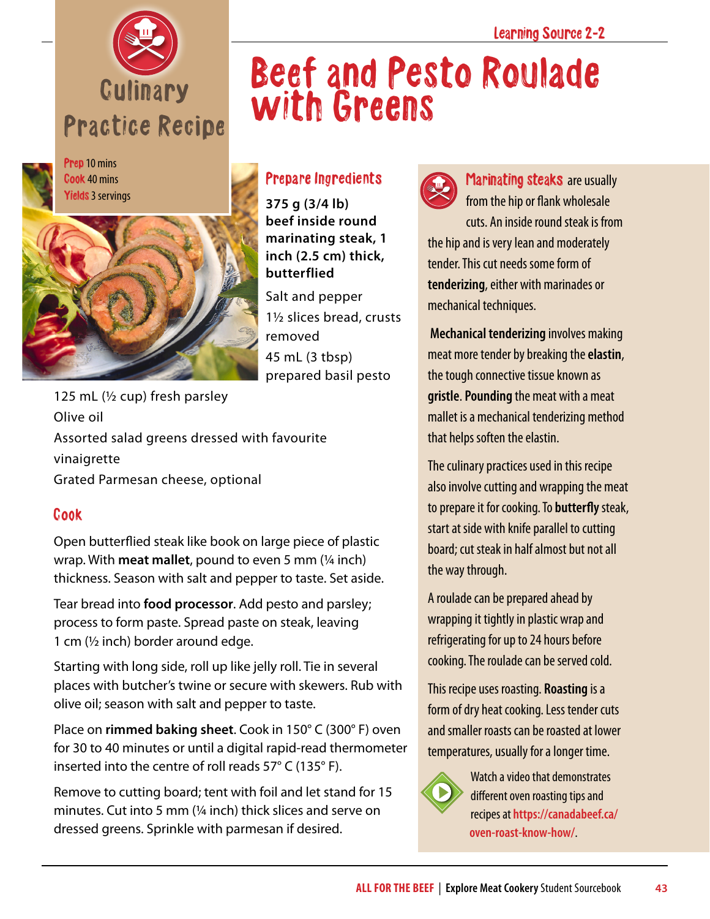Learning Source 2-2

Culinary Practice Recipe

# Beef and Pesto Roulade with Greens

**Prep** 10 mins
**Cook** 40 mins
**Yields** 3 servings

## Prepare Ingredients

**375 g (3/4 lb) beef inside round marinating steak, 1 inch (2.5 cm) thick, butterflied**

Salt and pepper

1½ slices bread, crusts removed

45 mL (3 tbsp) prepared basil pesto

125 mL (½ cup) fresh parsley

Olive oil

Assorted salad greens dressed with favourite vinaigrette

Grated Parmesan cheese, optional

## Cook

Open butterflied steak like book on large piece of plastic wrap. With **meat mallet**, pound to even 5 mm (¼ inch) thickness. Season with salt and pepper to taste. Set aside.

Tear bread into **food processor**. Add pesto and parsley; process to form paste. Spread paste on steak, leaving 1 cm (½ inch) border around edge.

Starting with long side, roll up like jelly roll. Tie in several places with butcher's twine or secure with skewers. Rub with olive oil; season with salt and pepper to taste.

Place on **rimmed baking sheet**. Cook in 150° C (300° F) oven for 30 to 40 minutes or until a digital rapid-read thermometer inserted into the centre of roll reads 57° C (135° F).

Remove to cutting board; tent with foil and let stand for 15 minutes. Cut into 5 mm (¼ inch) thick slices and serve on dressed greens. Sprinkle with parmesan if desired.

---

**Marinating steaks** are usually from the hip or flank wholesale cuts. An inside round steak is from the hip and is very lean and moderately tender. This cut needs some form of **tenderizing**, either with marinades or mechanical techniques.

**Mechanical tenderizing** involves making meat more tender by breaking the **elastin**, the tough connective tissue known as **gristle**. **Pounding** the meat with a meat mallet is a mechanical tenderizing method that helps soften the elastin.

The culinary practices used in this recipe also involve cutting and wrapping the meat to prepare it for cooking. To **butterfly** steak, start at side with knife parallel to cutting board; cut steak in half almost but not all the way through.

A roulade can be prepared ahead by wrapping it tightly in plastic wrap and refrigerating for up to 24 hours before cooking. The roulade can be served cold.

This recipe uses roasting. **Roasting** is a form of dry heat cooking. Less tender cuts and smaller roasts can be roasted at lower temperatures, usually for a longer time.

Watch a video that demonstrates different oven roasting tips and recipes at https://canadabeef.ca/oven-roast-know-how/.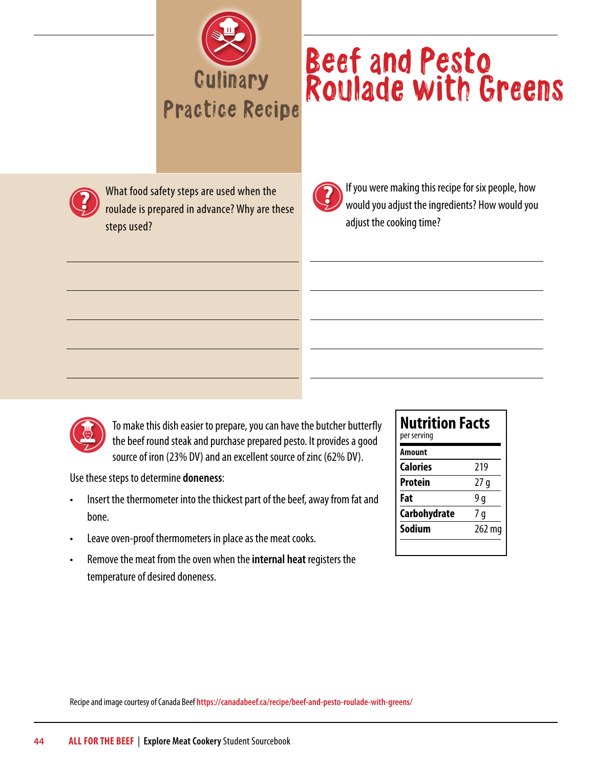Culinary Practice Recipe

# Beef and Pesto Roulade with Greens

What food safety steps are used when the roulade is prepared in advance? Why are these steps used?

If you were making this recipe for six people, how would you adjust the ingredients? How would you adjust the cooking time?

To make this dish easier to prepare, you can have the butcher butterfly the beef round steak and purchase prepared pesto. It provides a good source of iron (23% DV) and an excellent source of zinc (62% DV).

Use these steps to determine **doneness**:

- Insert the thermometer into the thickest part of the beef, away from fat and bone.
- Leave oven-proof thermometers in place as the meat cooks.
- Remove the meat from the oven when the **internal heat** registers the temperature of desired doneness.

**Nutrition Facts**
per serving

| Amount | |
|---|---|
| **Calories** | 219 |
| **Protein** | 27 g |
| **Fat** | 9 g |
| **Carbohydrate** | 7 g |
| **Sodium** | 262 mg |

Recipe and image courtesy of Canada Beef https://canadabeef.ca/recipe/beef-and-pesto-roulade-with-greens/